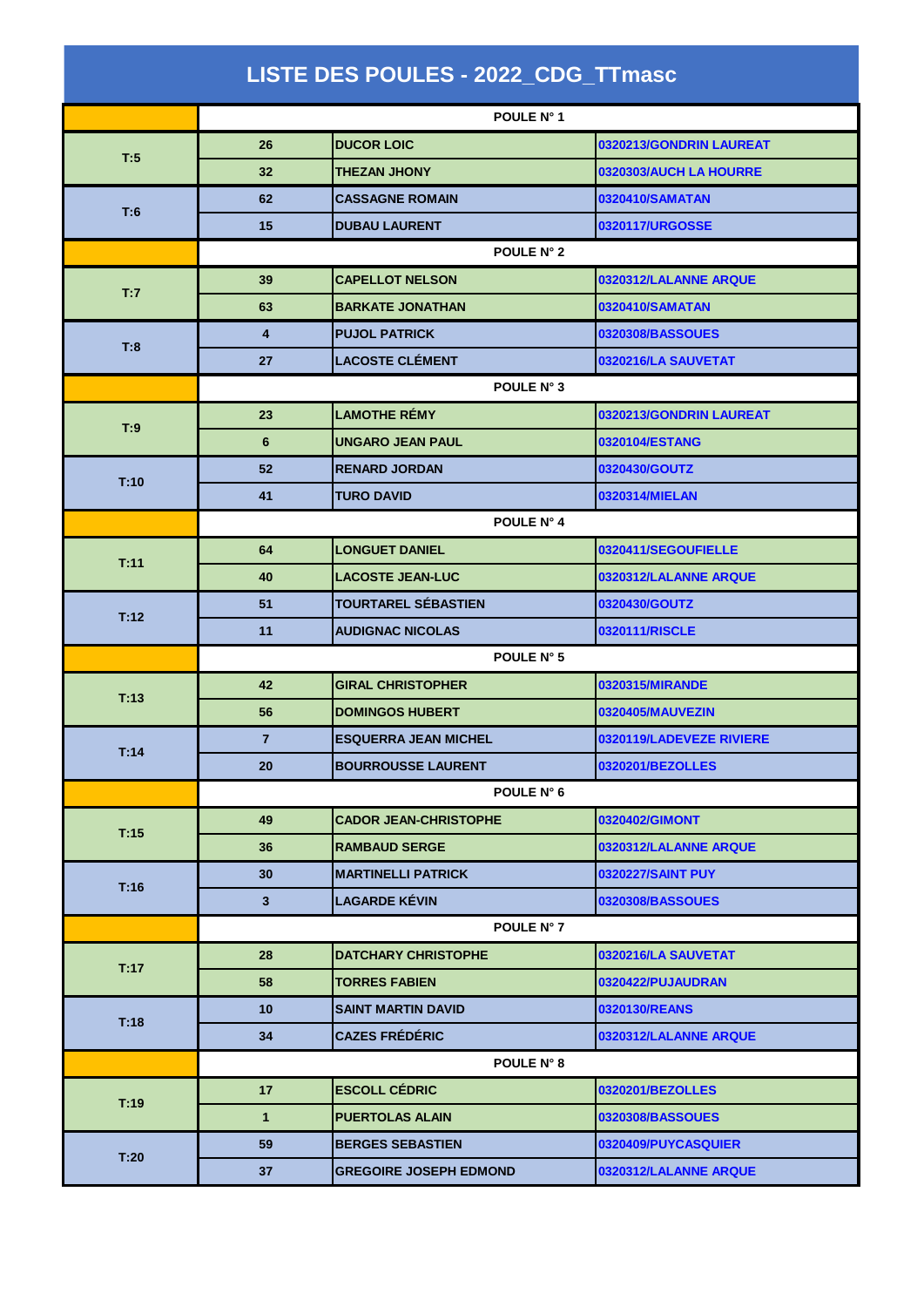# LISTE DES POULES - 2022_CDG_TTmasc

| | | POULE N° 1 | |
|---|---|---|---|
| T:5 | 26 | DUCOR LOIC | 0320213/GONDRIN LAUREAT |
| | 32 | THEZAN JHONY | 0320303/AUCH LA HOURRE |
| T:6 | 62 | CASSAGNE ROMAIN | 0320410/SAMATAN |
| | 15 | DUBAU LAURENT | 0320117/URGOSSE |
| | | POULE N° 2 | |
| T:7 | 39 | CAPELLOT NELSON | 0320312/LALANNE ARQUE |
| | 63 | BARKATE JONATHAN | 0320410/SAMATAN |
| T:8 | 4 | PUJOL PATRICK | 0320308/BASSOUES |
| | 27 | LACOSTE CLÉMENT | 0320216/LA SAUVETAT |
| | | POULE N° 3 | |
| T:9 | 23 | LAMOTHE RÉMY | 0320213/GONDRIN LAUREAT |
| | 6 | UNGARO JEAN PAUL | 0320104/ESTANG |
| T:10 | 52 | RENARD JORDAN | 0320430/GOUTZ |
| | 41 | TURO DAVID | 0320314/MIELAN |
| | | POULE N° 4 | |
| T:11 | 64 | LONGUET DANIEL | 0320411/SEGOUFIELLE |
| | 40 | LACOSTE JEAN-LUC | 0320312/LALANNE ARQUE |
| T:12 | 51 | TOURTAREL SÉBASTIEN | 0320430/GOUTZ |
| | 11 | AUDIGNAC NICOLAS | 0320111/RISCLE |
| | | POULE N° 5 | |
| T:13 | 42 | GIRAL CHRISTOPHER | 0320315/MIRANDE |
| | 56 | DOMINGOS HUBERT | 0320405/MAUVEZIN |
| T:14 | 7 | ESQUERRA JEAN MICHEL | 0320119/LADEVEZE RIVIERE |
| | 20 | BOURROUSSE LAURENT | 0320201/BEZOLLES |
| | | POULE N° 6 | |
| T:15 | 49 | CADOR JEAN-CHRISTOPHE | 0320402/GIMONT |
| | 36 | RAMBAUD SERGE | 0320312/LALANNE ARQUE |
| T:16 | 30 | MARTINELLI PATRICK | 0320227/SAINT PUY |
| | 3 | LAGARDE KÉVIN | 0320308/BASSOUES |
| | | POULE N° 7 | |
| T:17 | 28 | DATCHARY CHRISTOPHE | 0320216/LA SAUVETAT |
| | 58 | TORRES FABIEN | 0320422/PUJAUDRAN |
| T:18 | 10 | SAINT MARTIN DAVID | 0320130/REANS |
| | 34 | CAZES FRÉDÉRIC | 0320312/LALANNE ARQUE |
| | | POULE N° 8 | |
| T:19 | 17 | ESCOLL CÉDRIC | 0320201/BEZOLLES |
| | 1 | PUERTOLAS ALAIN | 0320308/BASSOUES |
| T:20 | 59 | BERGES SEBASTIEN | 0320409/PUYCASQUIER |
| | 37 | GREGOIRE JOSEPH EDMOND | 0320312/LALANNE ARQUE |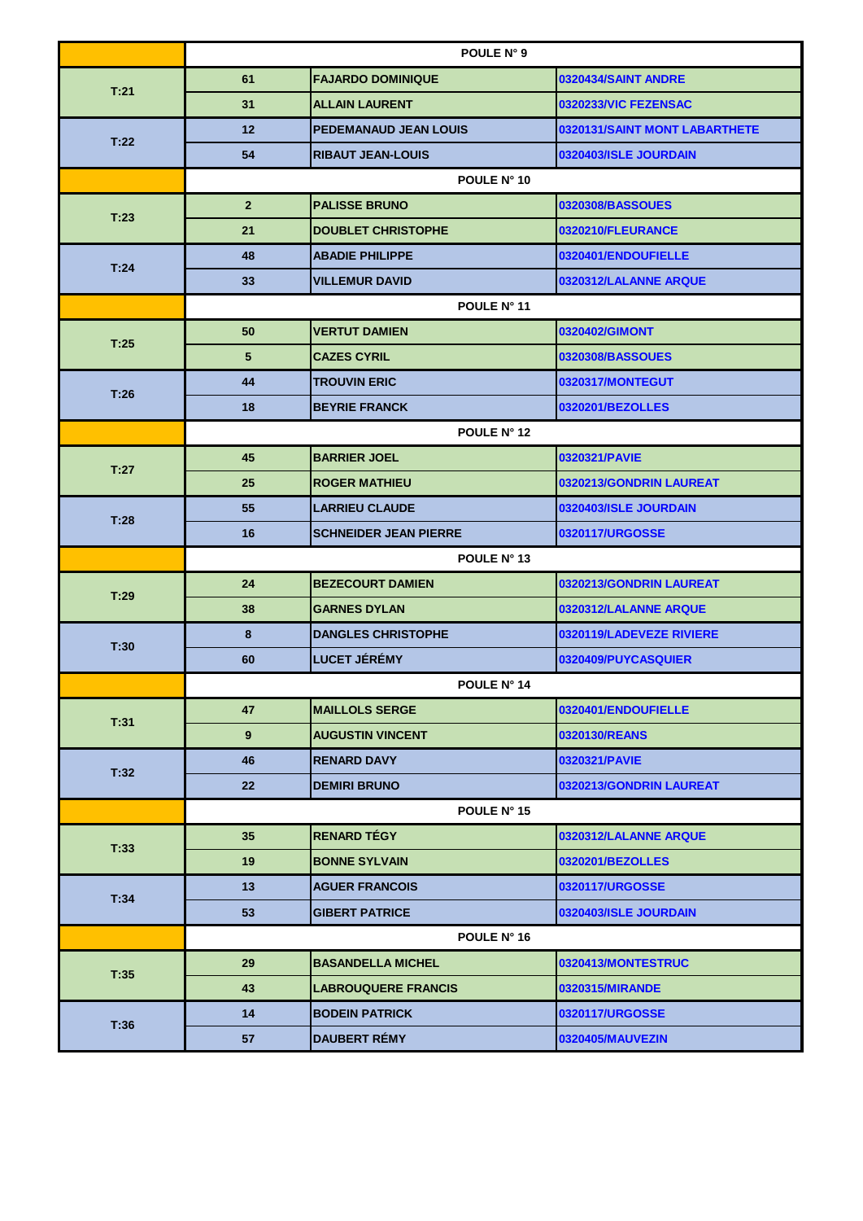| | | | |
|---|---|---|---|
| | POULE N° 9 | | |
| T:21 | 61 | FAJARDO DOMINIQUE | 0320434/SAINT ANDRE |
| | 31 | ALLAIN LAURENT | 0320233/VIC FEZENSAC |
| T:22 | 12 | PEDEMANAUD JEAN LOUIS | 0320131/SAINT MONT LABARTHETE |
| | 54 | RIBAUT JEAN-LOUIS | 0320403/ISLE JOURDAIN |
| | POULE N° 10 | | |
| T:23 | 2 | PALISSE BRUNO | 0320308/BASSOUES |
| | 21 | DOUBLET CHRISTOPHE | 0320210/FLEURANCE |
| T:24 | 48 | ABADIE PHILIPPE | 0320401/ENDOUFIELLE |
| | 33 | VILLEMUR DAVID | 0320312/LALANNE ARQUE |
| | POULE N° 11 | | |
| T:25 | 50 | VERTUT DAMIEN | 0320402/GIMONT |
| | 5 | CAZES CYRIL | 0320308/BASSOUES |
| T:26 | 44 | TROUVIN ERIC | 0320317/MONTEGUT |
| | 18 | BEYRIE FRANCK | 0320201/BEZOLLES |
| | POULE N° 12 | | |
| T:27 | 45 | BARRIER JOEL | 0320321/PAVIE |
| | 25 | ROGER MATHIEU | 0320213/GONDRIN LAUREAT |
| T:28 | 55 | LARRIEU CLAUDE | 0320403/ISLE JOURDAIN |
| | 16 | SCHNEIDER JEAN PIERRE | 0320117/URGOSSE |
| | POULE N° 13 | | |
| T:29 | 24 | BEZECOURT DAMIEN | 0320213/GONDRIN LAUREAT |
| | 38 | GARNES DYLAN | 0320312/LALANNE ARQUE |
| T:30 | 8 | DANGLES CHRISTOPHE | 0320119/LADEVEZE RIVIERE |
| | 60 | LUCET JÉRÉMY | 0320409/PUYCASQUIER |
| | POULE N° 14 | | |
| T:31 | 47 | MAILLOLS SERGE | 0320401/ENDOUFIELLE |
| | 9 | AUGUSTIN VINCENT | 0320130/REANS |
| T:32 | 46 | RENARD DAVY | 0320321/PAVIE |
| | 22 | DEMIRI BRUNO | 0320213/GONDRIN LAUREAT |
| | POULE N° 15 | | |
| T:33 | 35 | RENARD TÉGY | 0320312/LALANNE ARQUE |
| | 19 | BONNE SYLVAIN | 0320201/BEZOLLES |
| T:34 | 13 | AGUER FRANCOIS | 0320117/URGOSSE |
| | 53 | GIBERT PATRICE | 0320403/ISLE JOURDAIN |
| | POULE N° 16 | | |
| T:35 | 29 | BASANDELLA MICHEL | 0320413/MONTESTRUC |
| | 43 | LABROUQUERE FRANCIS | 0320315/MIRANDE |
| T:36 | 14 | BODEIN PATRICK | 0320117/URGOSSE |
| | 57 | DAUBERT RÉMY | 0320405/MAUVEZIN |